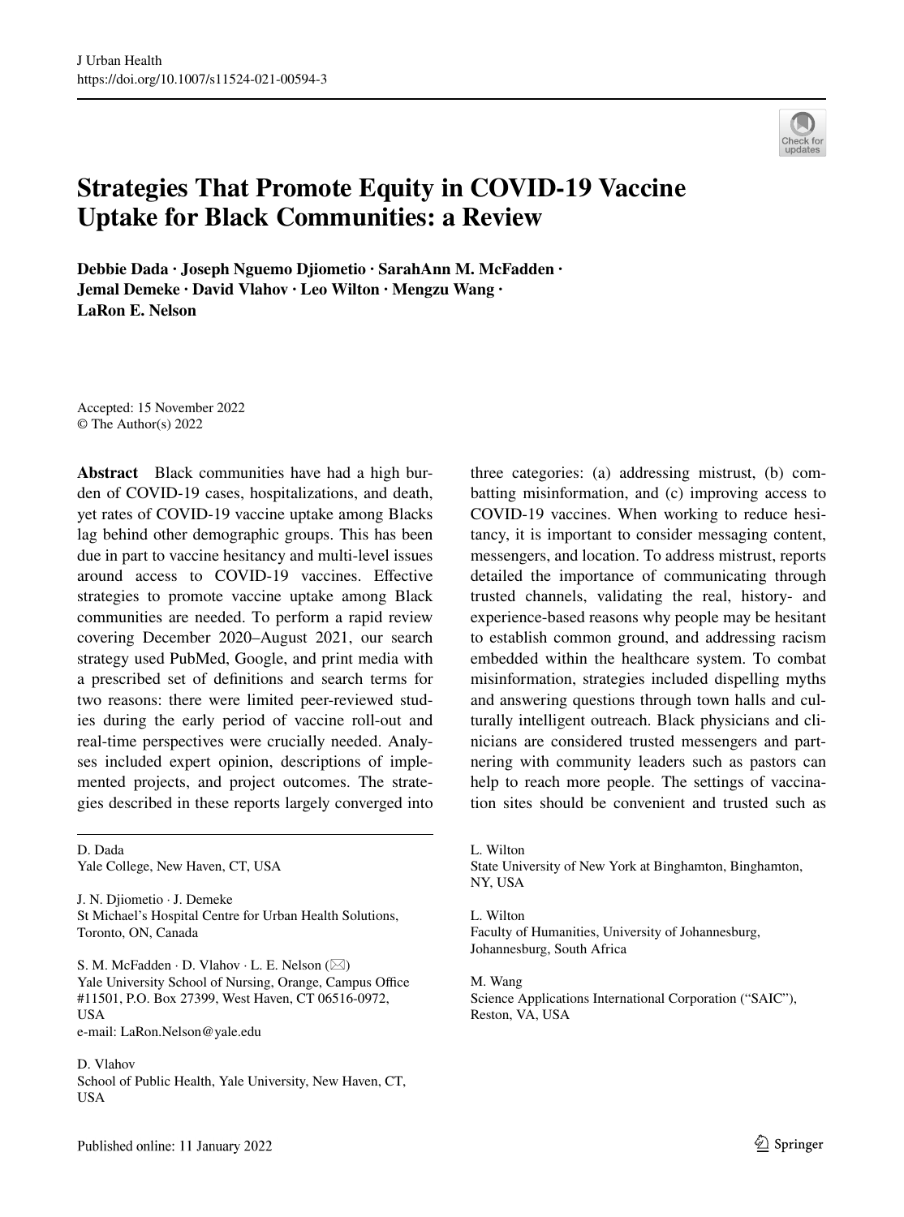# Strategies That Promote Equity in COVID-19 Vaccine Uptake for Black Communities: a Review

**Debbie Dada · Joseph Nguemo Djiometio · SarahAnn M. McFadden · Jemal Demeke · David Vlahov · Leo Wilton · Mengzu Wang · LaRon E. Nelson**

Accepted: 15 November 2022
© The Author(s) 2022

**Abstract** Black communities have had a high burden of COVID-19 cases, hospitalizations, and death, yet rates of COVID-19 vaccine uptake among Blacks lag behind other demographic groups. This has been due in part to vaccine hesitancy and multi-level issues around access to COVID-19 vaccines. Effective strategies to promote vaccine uptake among Black communities are needed. To perform a rapid review covering December 2020–August 2021, our search strategy used PubMed, Google, and print media with a prescribed set of definitions and search terms for two reasons: there were limited peer-reviewed studies during the early period of vaccine roll-out and real-time perspectives were crucially needed. Analyses included expert opinion, descriptions of implemented projects, and project outcomes. The strategies described in these reports largely converged into three categories: (a) addressing mistrust, (b) combatting misinformation, and (c) improving access to COVID-19 vaccines. When working to reduce hesitancy, it is important to consider messaging content, messengers, and location. To address mistrust, reports detailed the importance of communicating through trusted channels, validating the real, history- and experience-based reasons why people may be hesitant to establish common ground, and addressing racism embedded within the healthcare system. To combat misinformation, strategies included dispelling myths and answering questions through town halls and culturally intelligent outreach. Black physicians and clinicians are considered trusted messengers and partnering with community leaders such as pastors can help to reach more people. The settings of vaccination sites should be convenient and trusted such as

D. Dada
Yale College, New Haven, CT, USA

J. N. Djiometio · J. Demeke
St Michael's Hospital Centre for Urban Health Solutions, Toronto, ON, Canada

S. M. McFadden · D. Vlahov · L. E. Nelson (✉)
Yale University School of Nursing, Orange, Campus Office #11501, P.O. Box 27399, West Haven, CT 06516-0972, USA
e-mail: LaRon.Nelson@yale.edu

D. Vlahov
School of Public Health, Yale University, New Haven, CT, USA

L. Wilton
State University of New York at Binghamton, Binghamton, NY, USA

L. Wilton
Faculty of Humanities, University of Johannesburg, Johannesburg, South Africa

M. Wang
Science Applications International Corporation ("SAIC"), Reston, VA, USA

Published online: 11 January 2022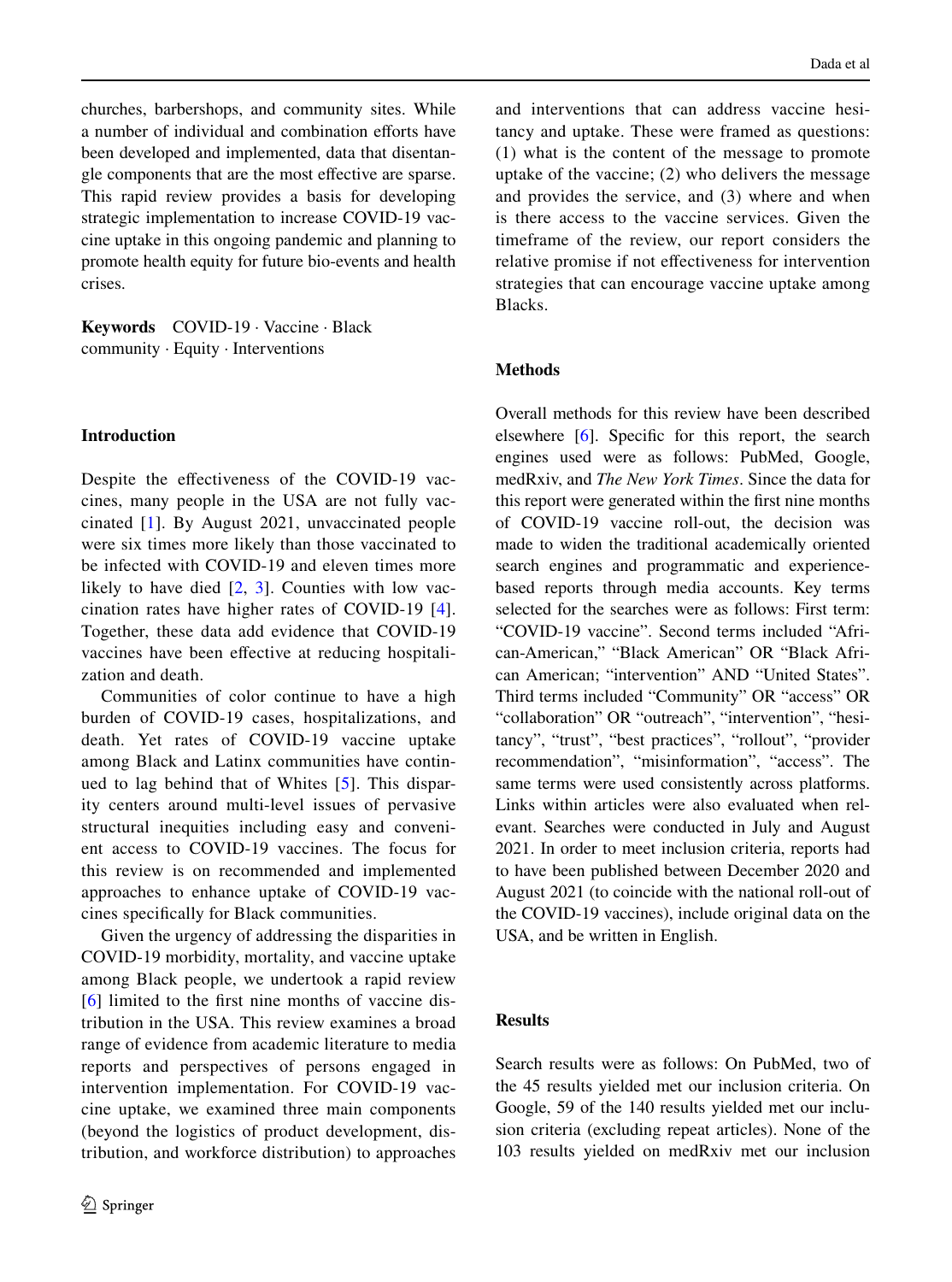churches, barbershops, and community sites. While a number of individual and combination efforts have been developed and implemented, data that disentangle components that are the most effective are sparse. This rapid review provides a basis for developing strategic implementation to increase COVID-19 vaccine uptake in this ongoing pandemic and planning to promote health equity for future bio-events and health crises.

**Keywords** COVID-19 · Vaccine · Black community · Equity · Interventions

## Introduction

Despite the effectiveness of the COVID-19 vaccines, many people in the USA are not fully vaccinated [1]. By August 2021, unvaccinated people were six times more likely than those vaccinated to be infected with COVID-19 and eleven times more likely to have died [2, 3]. Counties with low vaccination rates have higher rates of COVID-19 [4]. Together, these data add evidence that COVID-19 vaccines have been effective at reducing hospitalization and death.

Communities of color continue to have a high burden of COVID-19 cases, hospitalizations, and death. Yet rates of COVID-19 vaccine uptake among Black and Latinx communities have continued to lag behind that of Whites [5]. This disparity centers around multi-level issues of pervasive structural inequities including easy and convenient access to COVID-19 vaccines. The focus for this review is on recommended and implemented approaches to enhance uptake of COVID-19 vaccines specifically for Black communities.

Given the urgency of addressing the disparities in COVID-19 morbidity, mortality, and vaccine uptake among Black people, we undertook a rapid review [6] limited to the first nine months of vaccine distribution in the USA. This review examines a broad range of evidence from academic literature to media reports and perspectives of persons engaged in intervention implementation. For COVID-19 vaccine uptake, we examined three main components (beyond the logistics of product development, distribution, and workforce distribution) to approaches and interventions that can address vaccine hesitancy and uptake. These were framed as questions: (1) what is the content of the message to promote uptake of the vaccine; (2) who delivers the message and provides the service, and (3) where and when is there access to the vaccine services. Given the timeframe of the review, our report considers the relative promise if not effectiveness for intervention strategies that can encourage vaccine uptake among Blacks.

## Methods

Overall methods for this review have been described elsewhere [6]. Specific for this report, the search engines used were as follows: PubMed, Google, medRxiv, and *The New York Times*. Since the data for this report were generated within the first nine months of COVID-19 vaccine roll-out, the decision was made to widen the traditional academically oriented search engines and programmatic and experience-based reports through media accounts. Key terms selected for the searches were as follows: First term: "COVID-19 vaccine". Second terms included "African-American," "Black American" OR "Black African American; "intervention" AND "United States". Third terms included "Community" OR "access" OR "collaboration" OR "outreach", "intervention", "hesitancy", "trust", "best practices", "rollout", "provider recommendation", "misinformation", "access". The same terms were used consistently across platforms. Links within articles were also evaluated when relevant. Searches were conducted in July and August 2021. In order to meet inclusion criteria, reports had to have been published between December 2020 and August 2021 (to coincide with the national roll-out of the COVID-19 vaccines), include original data on the USA, and be written in English.

## Results

Search results were as follows: On PubMed, two of the 45 results yielded met our inclusion criteria. On Google, 59 of the 140 results yielded met our inclusion criteria (excluding repeat articles). None of the 103 results yielded on medRxiv met our inclusion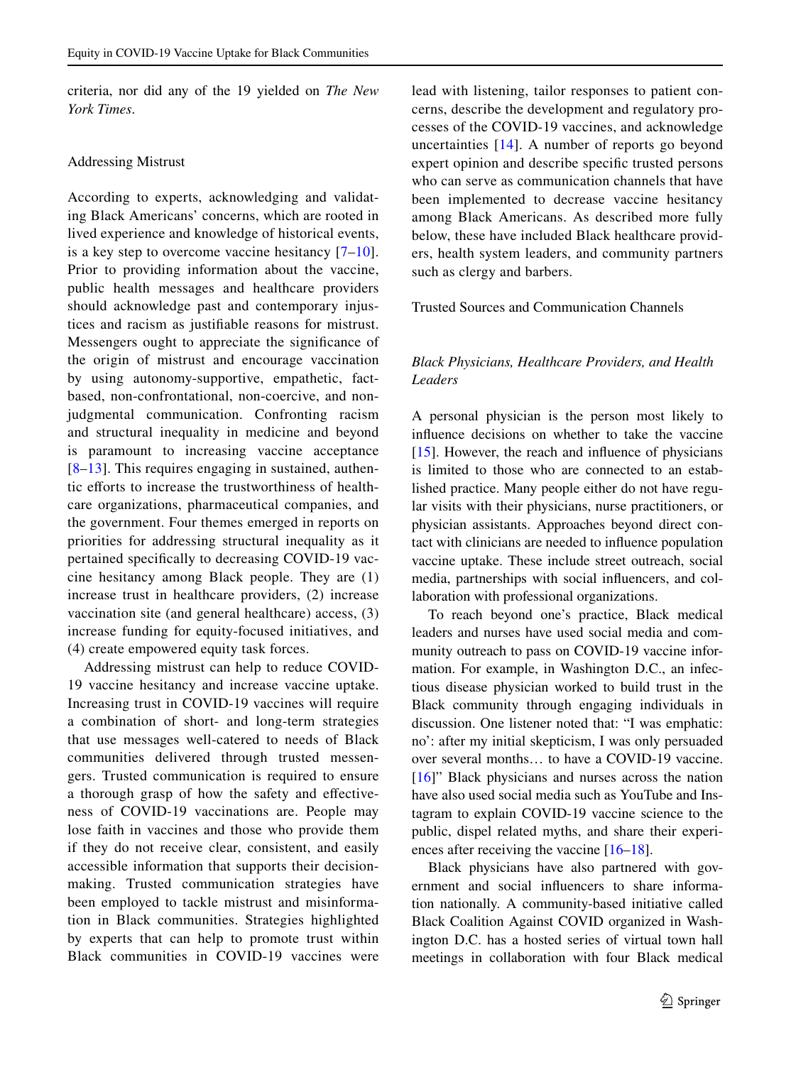criteria, nor did any of the 19 yielded on *The New York Times*.

## Addressing Mistrust

According to experts, acknowledging and validating Black Americans' concerns, which are rooted in lived experience and knowledge of historical events, is a key step to overcome vaccine hesitancy [7–10]. Prior to providing information about the vaccine, public health messages and healthcare providers should acknowledge past and contemporary injustices and racism as justifiable reasons for mistrust. Messengers ought to appreciate the significance of the origin of mistrust and encourage vaccination by using autonomy-supportive, empathetic, fact-based, non-confrontational, non-coercive, and non-judgmental communication. Confronting racism and structural inequality in medicine and beyond is paramount to increasing vaccine acceptance [8–13]. This requires engaging in sustained, authentic efforts to increase the trustworthiness of healthcare organizations, pharmaceutical companies, and the government. Four themes emerged in reports on priorities for addressing structural inequality as it pertained specifically to decreasing COVID-19 vaccine hesitancy among Black people. They are (1) increase trust in healthcare providers, (2) increase vaccination site (and general healthcare) access, (3) increase funding for equity-focused initiatives, and (4) create empowered equity task forces.

Addressing mistrust can help to reduce COVID-19 vaccine hesitancy and increase vaccine uptake. Increasing trust in COVID-19 vaccines will require a combination of short- and long-term strategies that use messages well-catered to needs of Black communities delivered through trusted messengers. Trusted communication is required to ensure a thorough grasp of how the safety and effectiveness of COVID-19 vaccinations are. People may lose faith in vaccines and those who provide them if they do not receive clear, consistent, and easily accessible information that supports their decision-making. Trusted communication strategies have been employed to tackle mistrust and misinformation in Black communities. Strategies highlighted by experts that can help to promote trust within Black communities in COVID-19 vaccines were lead with listening, tailor responses to patient concerns, describe the development and regulatory processes of the COVID-19 vaccines, and acknowledge uncertainties [14]. A number of reports go beyond expert opinion and describe specific trusted persons who can serve as communication channels that have been implemented to decrease vaccine hesitancy among Black Americans. As described more fully below, these have included Black healthcare providers, health system leaders, and community partners such as clergy and barbers.

## Trusted Sources and Communication Channels

### *Black Physicians, Healthcare Providers, and Health Leaders*

A personal physician is the person most likely to influence decisions on whether to take the vaccine [15]. However, the reach and influence of physicians is limited to those who are connected to an established practice. Many people either do not have regular visits with their physicians, nurse practitioners, or physician assistants. Approaches beyond direct contact with clinicians are needed to influence population vaccine uptake. These include street outreach, social media, partnerships with social influencers, and collaboration with professional organizations.

To reach beyond one's practice, Black medical leaders and nurses have used social media and community outreach to pass on COVID-19 vaccine information. For example, in Washington D.C., an infectious disease physician worked to build trust in the Black community through engaging individuals in discussion. One listener noted that: "I was emphatic: no': after my initial skepticism, I was only persuaded over several months… to have a COVID-19 vaccine. [16]" Black physicians and nurses across the nation have also used social media such as YouTube and Instagram to explain COVID-19 vaccine science to the public, dispel related myths, and share their experiences after receiving the vaccine [16–18].

Black physicians have also partnered with government and social influencers to share information nationally. A community-based initiative called Black Coalition Against COVID organized in Washington D.C. has a hosted series of virtual town hall meetings in collaboration with four Black medical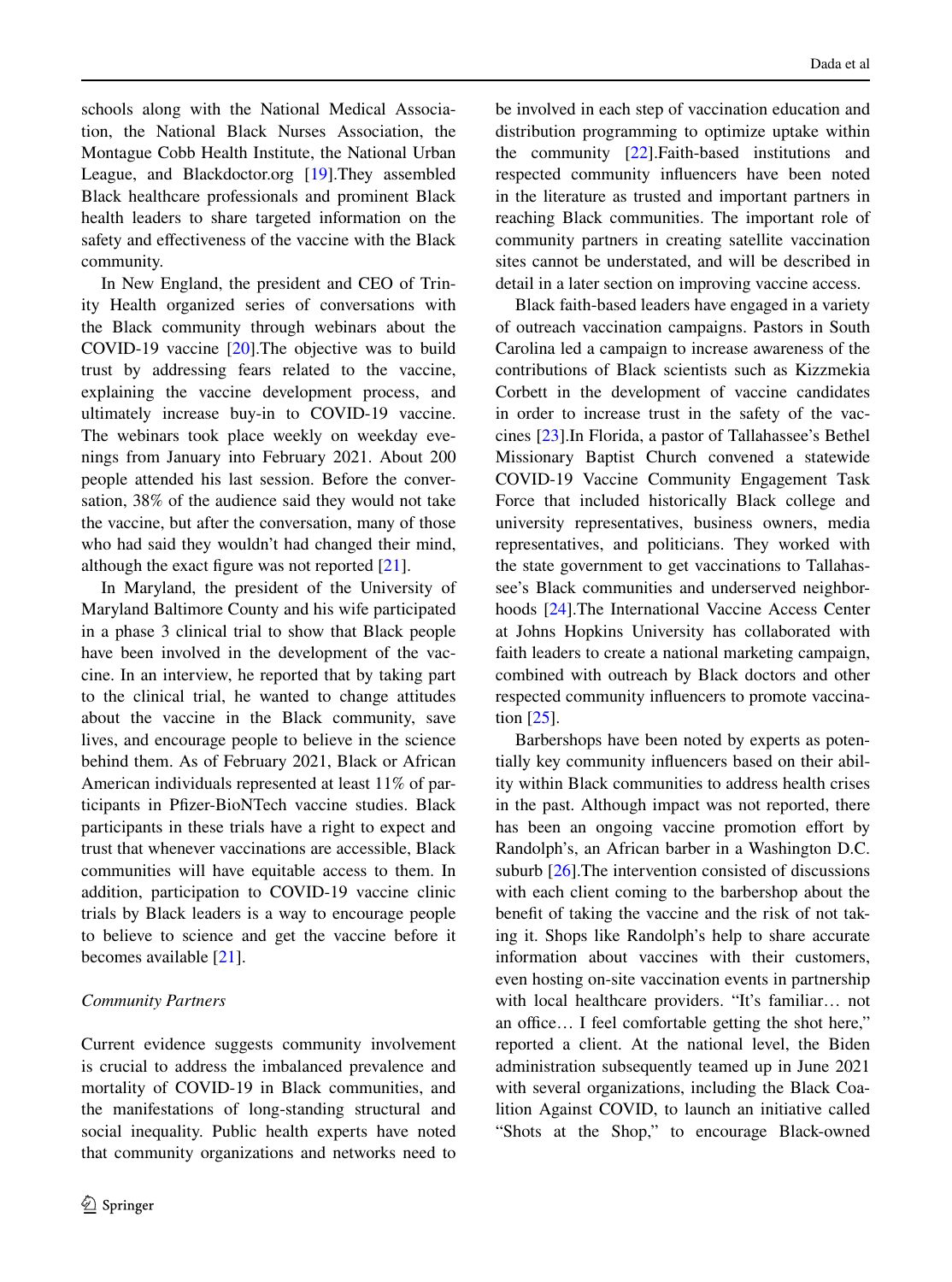schools along with the National Medical Association, the National Black Nurses Association, the Montague Cobb Health Institute, the National Urban League, and Blackdoctor.org [19].They assembled Black healthcare professionals and prominent Black health leaders to share targeted information on the safety and effectiveness of the vaccine with the Black community.

In New England, the president and CEO of Trinity Health organized series of conversations with the Black community through webinars about the COVID-19 vaccine [20].The objective was to build trust by addressing fears related to the vaccine, explaining the vaccine development process, and ultimately increase buy-in to COVID-19 vaccine. The webinars took place weekly on weekday evenings from January into February 2021. About 200 people attended his last session. Before the conversation, 38% of the audience said they would not take the vaccine, but after the conversation, many of those who had said they wouldn't had changed their mind, although the exact figure was not reported [21].

In Maryland, the president of the University of Maryland Baltimore County and his wife participated in a phase 3 clinical trial to show that Black people have been involved in the development of the vaccine. In an interview, he reported that by taking part to the clinical trial, he wanted to change attitudes about the vaccine in the Black community, save lives, and encourage people to believe in the science behind them. As of February 2021, Black or African American individuals represented at least 11% of participants in Pfizer-BioNTech vaccine studies. Black participants in these trials have a right to expect and trust that whenever vaccinations are accessible, Black communities will have equitable access to them. In addition, participation to COVID-19 vaccine clinic trials by Black leaders is a way to encourage people to believe to science and get the vaccine before it becomes available [21].

*Community Partners*

Current evidence suggests community involvement is crucial to address the imbalanced prevalence and mortality of COVID-19 in Black communities, and the manifestations of long-standing structural and social inequality. Public health experts have noted that community organizations and networks need to be involved in each step of vaccination education and distribution programming to optimize uptake within the community [22].Faith-based institutions and respected community influencers have been noted in the literature as trusted and important partners in reaching Black communities. The important role of community partners in creating satellite vaccination sites cannot be understated, and will be described in detail in a later section on improving vaccine access.

Black faith-based leaders have engaged in a variety of outreach vaccination campaigns. Pastors in South Carolina led a campaign to increase awareness of the contributions of Black scientists such as Kizzmekia Corbett in the development of vaccine candidates in order to increase trust in the safety of the vaccines [23].In Florida, a pastor of Tallahassee's Bethel Missionary Baptist Church convened a statewide COVID-19 Vaccine Community Engagement Task Force that included historically Black college and university representatives, business owners, media representatives, and politicians. They worked with the state government to get vaccinations to Tallahassee's Black communities and underserved neighborhoods [24].The International Vaccine Access Center at Johns Hopkins University has collaborated with faith leaders to create a national marketing campaign, combined with outreach by Black doctors and other respected community influencers to promote vaccination [25].

Barbershops have been noted by experts as potentially key community influencers based on their ability within Black communities to address health crises in the past. Although impact was not reported, there has been an ongoing vaccine promotion effort by Randolph's, an African barber in a Washington D.C. suburb [26].The intervention consisted of discussions with each client coming to the barbershop about the benefit of taking the vaccine and the risk of not taking it. Shops like Randolph's help to share accurate information about vaccines with their customers, even hosting on-site vaccination events in partnership with local healthcare providers. "It's familiar… not an office… I feel comfortable getting the shot here," reported a client. At the national level, the Biden administration subsequently teamed up in June 2021 with several organizations, including the Black Coalition Against COVID, to launch an initiative called "Shots at the Shop," to encourage Black-owned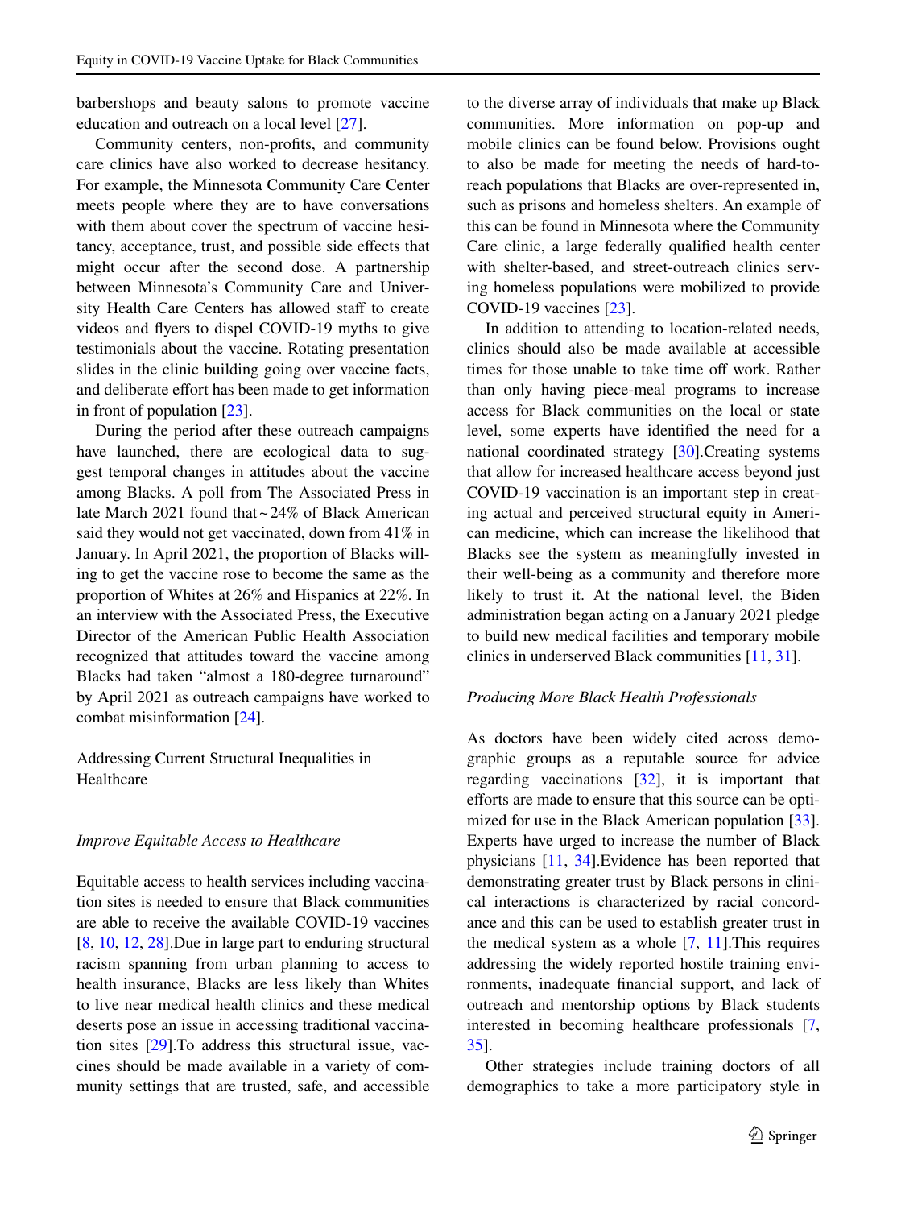barbershops and beauty salons to promote vaccine education and outreach on a local level [27].

Community centers, non-profits, and community care clinics have also worked to decrease hesitancy. For example, the Minnesota Community Care Center meets people where they are to have conversations with them about cover the spectrum of vaccine hesitancy, acceptance, trust, and possible side effects that might occur after the second dose. A partnership between Minnesota's Community Care and University Health Care Centers has allowed staff to create videos and flyers to dispel COVID-19 myths to give testimonials about the vaccine. Rotating presentation slides in the clinic building going over vaccine facts, and deliberate effort has been made to get information in front of population [23].

During the period after these outreach campaigns have launched, there are ecological data to suggest temporal changes in attitudes about the vaccine among Blacks. A poll from The Associated Press in late March 2021 found that ~24% of Black American said they would not get vaccinated, down from 41% in January. In April 2021, the proportion of Blacks willing to get the vaccine rose to become the same as the proportion of Whites at 26% and Hispanics at 22%. In an interview with the Associated Press, the Executive Director of the American Public Health Association recognized that attitudes toward the vaccine among Blacks had taken "almost a 180-degree turnaround" by April 2021 as outreach campaigns have worked to combat misinformation [24].

## Addressing Current Structural Inequalities in Healthcare

### *Improve Equitable Access to Healthcare*

Equitable access to health services including vaccination sites is needed to ensure that Black communities are able to receive the available COVID-19 vaccines [8, 10, 12, 28].Due in large part to enduring structural racism spanning from urban planning to access to health insurance, Blacks are less likely than Whites to live near medical health clinics and these medical deserts pose an issue in accessing traditional vaccination sites [29].To address this structural issue, vaccines should be made available in a variety of community settings that are trusted, safe, and accessible to the diverse array of individuals that make up Black communities. More information on pop-up and mobile clinics can be found below. Provisions ought to also be made for meeting the needs of hard-to-reach populations that Blacks are over-represented in, such as prisons and homeless shelters. An example of this can be found in Minnesota where the Community Care clinic, a large federally qualified health center with shelter-based, and street-outreach clinics serving homeless populations were mobilized to provide COVID-19 vaccines [23].

In addition to attending to location-related needs, clinics should also be made available at accessible times for those unable to take time off work. Rather than only having piece-meal programs to increase access for Black communities on the local or state level, some experts have identified the need for a national coordinated strategy [30].Creating systems that allow for increased healthcare access beyond just COVID-19 vaccination is an important step in creating actual and perceived structural equity in American medicine, which can increase the likelihood that Blacks see the system as meaningfully invested in their well-being as a community and therefore more likely to trust it. At the national level, the Biden administration began acting on a January 2021 pledge to build new medical facilities and temporary mobile clinics in underserved Black communities [11, 31].

### *Producing More Black Health Professionals*

As doctors have been widely cited across demographic groups as a reputable source for advice regarding vaccinations [32], it is important that efforts are made to ensure that this source can be optimized for use in the Black American population [33]. Experts have urged to increase the number of Black physicians [11, 34].Evidence has been reported that demonstrating greater trust by Black persons in clinical interactions is characterized by racial concordance and this can be used to establish greater trust in the medical system as a whole [7, 11].This requires addressing the widely reported hostile training environments, inadequate financial support, and lack of outreach and mentorship options by Black students interested in becoming healthcare professionals [7, 35].

Other strategies include training doctors of all demographics to take a more participatory style in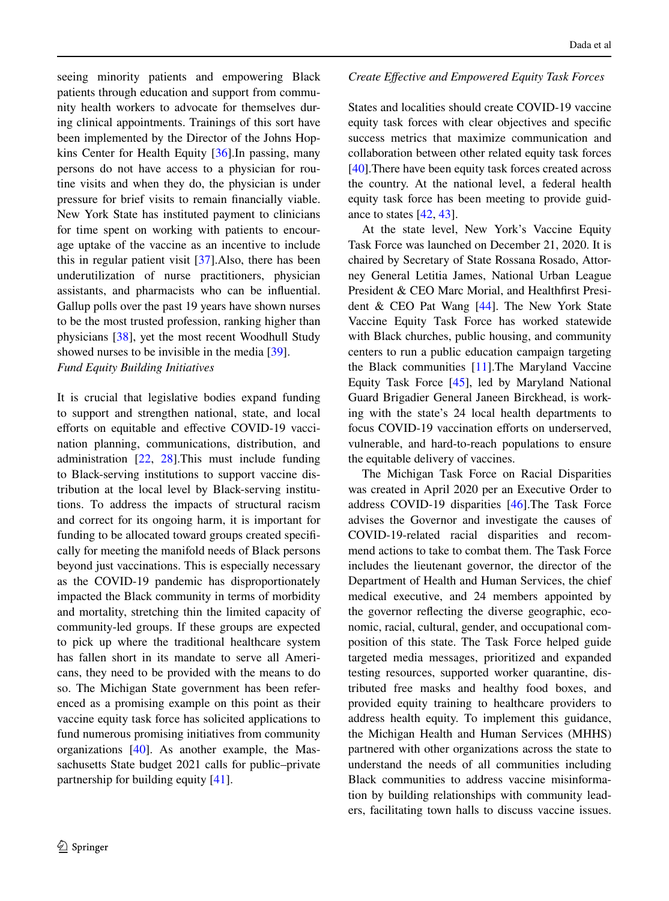seeing minority patients and empowering Black patients through education and support from community health workers to advocate for themselves during clinical appointments. Trainings of this sort have been implemented by the Director of the Johns Hopkins Center for Health Equity [36].In passing, many persons do not have access to a physician for routine visits and when they do, the physician is under pressure for brief visits to remain financially viable. New York State has instituted payment to clinicians for time spent on working with patients to encourage uptake of the vaccine as an incentive to include this in regular patient visit [37].Also, there has been underutilization of nurse practitioners, physician assistants, and pharmacists who can be influential. Gallup polls over the past 19 years have shown nurses to be the most trusted profession, ranking higher than physicians [38], yet the most recent Woodhull Study showed nurses to be invisible in the media [39].

*Fund Equity Building Initiatives*

It is crucial that legislative bodies expand funding to support and strengthen national, state, and local efforts on equitable and effective COVID-19 vaccination planning, communications, distribution, and administration [22, 28].This must include funding to Black-serving institutions to support vaccine distribution at the local level by Black-serving institutions. To address the impacts of structural racism and correct for its ongoing harm, it is important for funding to be allocated toward groups created specifically for meeting the manifold needs of Black persons beyond just vaccinations. This is especially necessary as the COVID-19 pandemic has disproportionately impacted the Black community in terms of morbidity and mortality, stretching thin the limited capacity of community-led groups. If these groups are expected to pick up where the traditional healthcare system has fallen short in its mandate to serve all Americans, they need to be provided with the means to do so. The Michigan State government has been referenced as a promising example on this point as their vaccine equity task force has solicited applications to fund numerous promising initiatives from community organizations [40]. As another example, the Massachusetts State budget 2021 calls for public–private partnership for building equity [41].

*Create Effective and Empowered Equity Task Forces*

States and localities should create COVID-19 vaccine equity task forces with clear objectives and specific success metrics that maximize communication and collaboration between other related equity task forces [40].There have been equity task forces created across the country. At the national level, a federal health equity task force has been meeting to provide guidance to states [42, 43].

At the state level, New York's Vaccine Equity Task Force was launched on December 21, 2020. It is chaired by Secretary of State Rossana Rosado, Attorney General Letitia James, National Urban League President & CEO Marc Morial, and Healthfirst President & CEO Pat Wang [44]. The New York State Vaccine Equity Task Force has worked statewide with Black churches, public housing, and community centers to run a public education campaign targeting the Black communities [11].The Maryland Vaccine Equity Task Force [45], led by Maryland National Guard Brigadier General Janeen Birckhead, is working with the state's 24 local health departments to focus COVID-19 vaccination efforts on underserved, vulnerable, and hard-to-reach populations to ensure the equitable delivery of vaccines.

The Michigan Task Force on Racial Disparities was created in April 2020 per an Executive Order to address COVID-19 disparities [46].The Task Force advises the Governor and investigate the causes of COVID-19-related racial disparities and recommend actions to take to combat them. The Task Force includes the lieutenant governor, the director of the Department of Health and Human Services, the chief medical executive, and 24 members appointed by the governor reflecting the diverse geographic, economic, racial, cultural, gender, and occupational composition of this state. The Task Force helped guide targeted media messages, prioritized and expanded testing resources, supported worker quarantine, distributed free masks and healthy food boxes, and provided equity training to healthcare providers to address health equity. To implement this guidance, the Michigan Health and Human Services (MHHS) partnered with other organizations across the state to understand the needs of all communities including Black communities to address vaccine misinformation by building relationships with community leaders, facilitating town halls to discuss vaccine issues.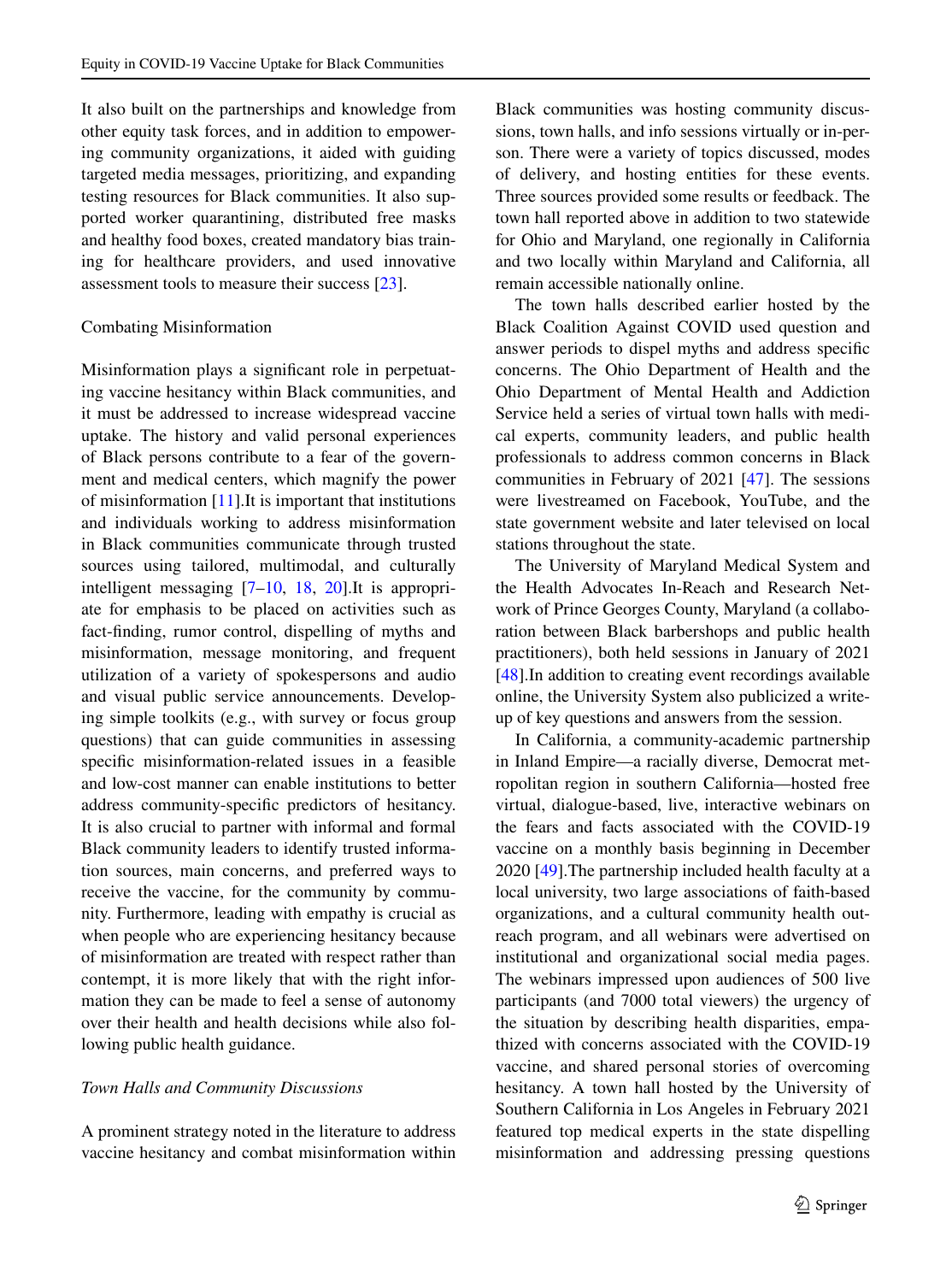It also built on the partnerships and knowledge from other equity task forces, and in addition to empowering community organizations, it aided with guiding targeted media messages, prioritizing, and expanding testing resources for Black communities. It also supported worker quarantining, distributed free masks and healthy food boxes, created mandatory bias training for healthcare providers, and used innovative assessment tools to measure their success [23].

### Combating Misinformation

Misinformation plays a significant role in perpetuating vaccine hesitancy within Black communities, and it must be addressed to increase widespread vaccine uptake. The history and valid personal experiences of Black persons contribute to a fear of the government and medical centers, which magnify the power of misinformation [11].It is important that institutions and individuals working to address misinformation in Black communities communicate through trusted sources using tailored, multimodal, and culturally intelligent messaging [7–10, 18, 20].It is appropriate for emphasis to be placed on activities such as fact-finding, rumor control, dispelling of myths and misinformation, message monitoring, and frequent utilization of a variety of spokespersons and audio and visual public service announcements. Developing simple toolkits (e.g., with survey or focus group questions) that can guide communities in assessing specific misinformation-related issues in a feasible and low-cost manner can enable institutions to better address community-specific predictors of hesitancy. It is also crucial to partner with informal and formal Black community leaders to identify trusted information sources, main concerns, and preferred ways to receive the vaccine, for the community by community. Furthermore, leading with empathy is crucial as when people who are experiencing hesitancy because of misinformation are treated with respect rather than contempt, it is more likely that with the right information they can be made to feel a sense of autonomy over their health and health decisions while also following public health guidance.

#### *Town Halls and Community Discussions*

A prominent strategy noted in the literature to address vaccine hesitancy and combat misinformation within Black communities was hosting community discussions, town halls, and info sessions virtually or in-person. There were a variety of topics discussed, modes of delivery, and hosting entities for these events. Three sources provided some results or feedback. The town hall reported above in addition to two statewide for Ohio and Maryland, one regionally in California and two locally within Maryland and California, all remain accessible nationally online.

The town halls described earlier hosted by the Black Coalition Against COVID used question and answer periods to dispel myths and address specific concerns. The Ohio Department of Health and the Ohio Department of Mental Health and Addiction Service held a series of virtual town halls with medical experts, community leaders, and public health professionals to address common concerns in Black communities in February of 2021 [47]. The sessions were livestreamed on Facebook, YouTube, and the state government website and later televised on local stations throughout the state.

The University of Maryland Medical System and the Health Advocates In-Reach and Research Network of Prince Georges County, Maryland (a collaboration between Black barbershops and public health practitioners), both held sessions in January of 2021 [48].In addition to creating event recordings available online, the University System also publicized a write-up of key questions and answers from the session.

In California, a community-academic partnership in Inland Empire—a racially diverse, Democrat metropolitan region in southern California—hosted free virtual, dialogue-based, live, interactive webinars on the fears and facts associated with the COVID-19 vaccine on a monthly basis beginning in December 2020 [49].The partnership included health faculty at a local university, two large associations of faith-based organizations, and a cultural community health outreach program, and all webinars were advertised on institutional and organizational social media pages. The webinars impressed upon audiences of 500 live participants (and 7000 total viewers) the urgency of the situation by describing health disparities, empathized with concerns associated with the COVID-19 vaccine, and shared personal stories of overcoming hesitancy. A town hall hosted by the University of Southern California in Los Angeles in February 2021 featured top medical experts in the state dispelling misinformation and addressing pressing questions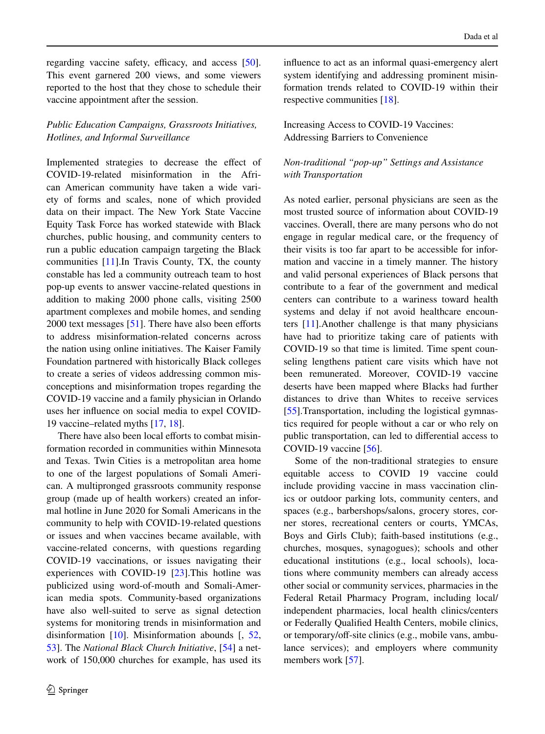regarding vaccine safety, efficacy, and access [50]. This event garnered 200 views, and some viewers reported to the host that they chose to schedule their vaccine appointment after the session.

### *Public Education Campaigns, Grassroots Initiatives, Hotlines, and Informal Surveillance*

Implemented strategies to decrease the effect of COVID-19-related misinformation in the African American community have taken a wide variety of forms and scales, none of which provided data on their impact. The New York State Vaccine Equity Task Force has worked statewide with Black churches, public housing, and community centers to run a public education campaign targeting the Black communities [11].In Travis County, TX, the county constable has led a community outreach team to host pop-up events to answer vaccine-related questions in addition to making 2000 phone calls, visiting 2500 apartment complexes and mobile homes, and sending 2000 text messages [51]. There have also been efforts to address misinformation-related concerns across the nation using online initiatives. The Kaiser Family Foundation partnered with historically Black colleges to create a series of videos addressing common misconceptions and misinformation tropes regarding the COVID-19 vaccine and a family physician in Orlando uses her influence on social media to expel COVID-19 vaccine–related myths [17, 18].

There have also been local efforts to combat misinformation recorded in communities within Minnesota and Texas. Twin Cities is a metropolitan area home to one of the largest populations of Somali American. A multipronged grassroots community response group (made up of health workers) created an informal hotline in June 2020 for Somali Americans in the community to help with COVID-19-related questions or issues and when vaccines became available, with vaccine-related concerns, with questions regarding COVID-19 vaccinations, or issues navigating their experiences with COVID-19 [23].This hotline was publicized using word-of-mouth and Somali-American media spots. Community-based organizations have also well-suited to serve as signal detection systems for monitoring trends in misinformation and disinformation [10]. Misinformation abounds [, 52, 53]. The *National Black Church Initiative*, [54] a network of 150,000 churches for example, has used its influence to act as an informal quasi-emergency alert system identifying and addressing prominent misinformation trends related to COVID-19 within their respective communities [18].

## Increasing Access to COVID-19 Vaccines: Addressing Barriers to Convenience

### *Non-traditional "pop-up" Settings and Assistance with Transportation*

As noted earlier, personal physicians are seen as the most trusted source of information about COVID-19 vaccines. Overall, there are many persons who do not engage in regular medical care, or the frequency of their visits is too far apart to be accessible for information and vaccine in a timely manner. The history and valid personal experiences of Black persons that contribute to a fear of the government and medical centers can contribute to a wariness toward health systems and delay if not avoid healthcare encounters [11].Another challenge is that many physicians have had to prioritize taking care of patients with COVID-19 so that time is limited. Time spent counseling lengthens patient care visits which have not been remunerated. Moreover, COVID-19 vaccine deserts have been mapped where Blacks had further distances to drive than Whites to receive services [55].Transportation, including the logistical gymnastics required for people without a car or who rely on public transportation, can led to differential access to COVID-19 vaccine [56].

Some of the non-traditional strategies to ensure equitable access to COVID 19 vaccine could include providing vaccine in mass vaccination clinics or outdoor parking lots, community centers, and spaces (e.g., barbershops/salons, grocery stores, corner stores, recreational centers or courts, YMCAs, Boys and Girls Club); faith-based institutions (e.g., churches, mosques, synagogues); schools and other educational institutions (e.g., local schools), locations where community members can already access other social or community services, pharmacies in the Federal Retail Pharmacy Program, including local/independent pharmacies, local health clinics/centers or Federally Qualified Health Centers, mobile clinics, or temporary/off-site clinics (e.g., mobile vans, ambulance services); and employers where community members work [57].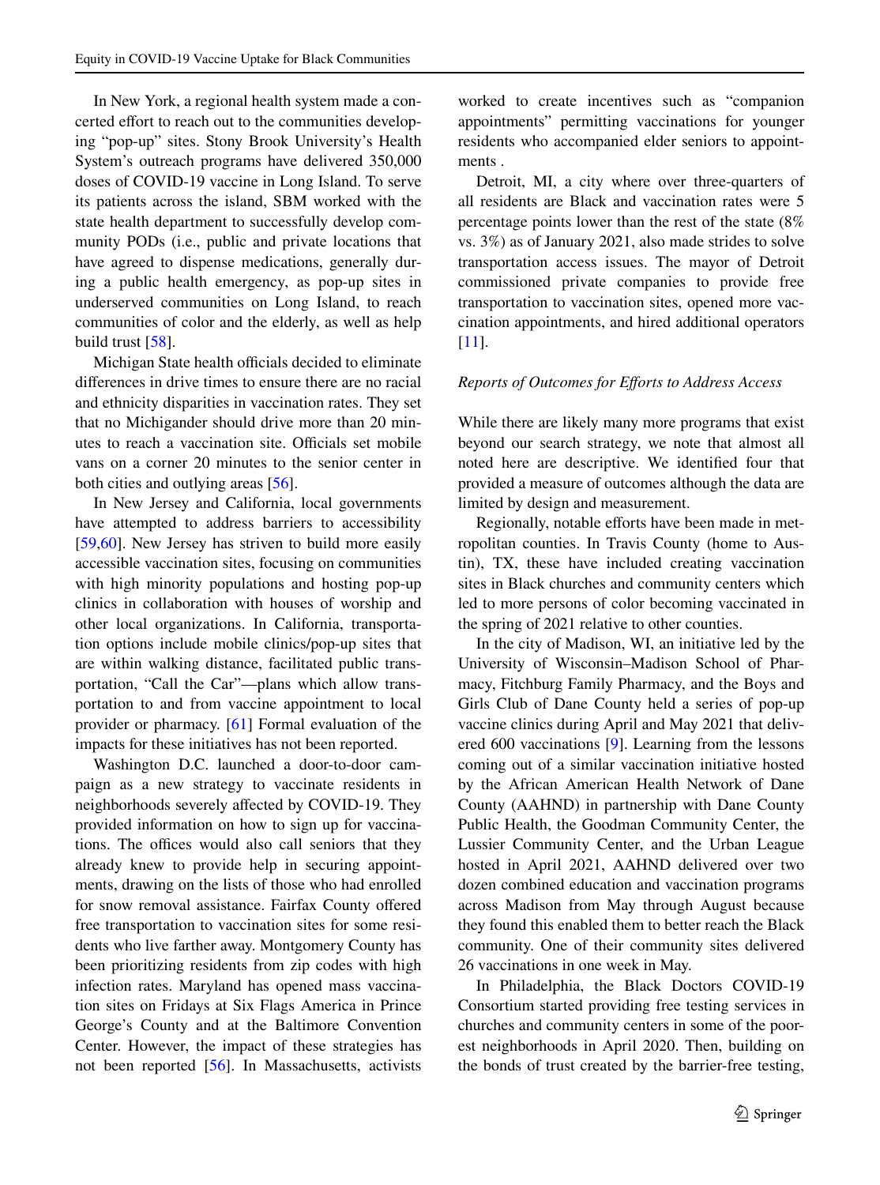In New York, a regional health system made a concerted effort to reach out to the communities developing "pop-up" sites. Stony Brook University's Health System's outreach programs have delivered 350,000 doses of COVID-19 vaccine in Long Island. To serve its patients across the island, SBM worked with the state health department to successfully develop community PODs (i.e., public and private locations that have agreed to dispense medications, generally during a public health emergency, as pop-up sites in underserved communities on Long Island, to reach communities of color and the elderly, as well as help build trust [58].

Michigan State health officials decided to eliminate differences in drive times to ensure there are no racial and ethnicity disparities in vaccination rates. They set that no Michigander should drive more than 20 minutes to reach a vaccination site. Officials set mobile vans on a corner 20 minutes to the senior center in both cities and outlying areas [56].

In New Jersey and California, local governments have attempted to address barriers to accessibility [59,60]. New Jersey has striven to build more easily accessible vaccination sites, focusing on communities with high minority populations and hosting pop-up clinics in collaboration with houses of worship and other local organizations. In California, transportation options include mobile clinics/pop-up sites that are within walking distance, facilitated public transportation, "Call the Car"—plans which allow transportation to and from vaccine appointment to local provider or pharmacy. [61] Formal evaluation of the impacts for these initiatives has not been reported.

Washington D.C. launched a door-to-door campaign as a new strategy to vaccinate residents in neighborhoods severely affected by COVID-19. They provided information on how to sign up for vaccinations. The offices would also call seniors that they already knew to provide help in securing appointments, drawing on the lists of those who had enrolled for snow removal assistance. Fairfax County offered free transportation to vaccination sites for some residents who live farther away. Montgomery County has been prioritizing residents from zip codes with high infection rates. Maryland has opened mass vaccination sites on Fridays at Six Flags America in Prince George's County and at the Baltimore Convention Center. However, the impact of these strategies has not been reported [56]. In Massachusetts, activists worked to create incentives such as "companion appointments" permitting vaccinations for younger residents who accompanied elder seniors to appointments .

Detroit, MI, a city where over three-quarters of all residents are Black and vaccination rates were 5 percentage points lower than the rest of the state (8% vs. 3%) as of January 2021, also made strides to solve transportation access issues. The mayor of Detroit commissioned private companies to provide free transportation to vaccination sites, opened more vaccination appointments, and hired additional operators [11].

*Reports of Outcomes for Efforts to Address Access*

While there are likely many more programs that exist beyond our search strategy, we note that almost all noted here are descriptive. We identified four that provided a measure of outcomes although the data are limited by design and measurement.

Regionally, notable efforts have been made in metropolitan counties. In Travis County (home to Austin), TX, these have included creating vaccination sites in Black churches and community centers which led to more persons of color becoming vaccinated in the spring of 2021 relative to other counties.

In the city of Madison, WI, an initiative led by the University of Wisconsin–Madison School of Pharmacy, Fitchburg Family Pharmacy, and the Boys and Girls Club of Dane County held a series of pop-up vaccine clinics during April and May 2021 that delivered 600 vaccinations [9]. Learning from the lessons coming out of a similar vaccination initiative hosted by the African American Health Network of Dane County (AAHND) in partnership with Dane County Public Health, the Goodman Community Center, the Lussier Community Center, and the Urban League hosted in April 2021, AAHND delivered over two dozen combined education and vaccination programs across Madison from May through August because they found this enabled them to better reach the Black community. One of their community sites delivered 26 vaccinations in one week in May.

In Philadelphia, the Black Doctors COVID-19 Consortium started providing free testing services in churches and community centers in some of the poorest neighborhoods in April 2020. Then, building on the bonds of trust created by the barrier-free testing,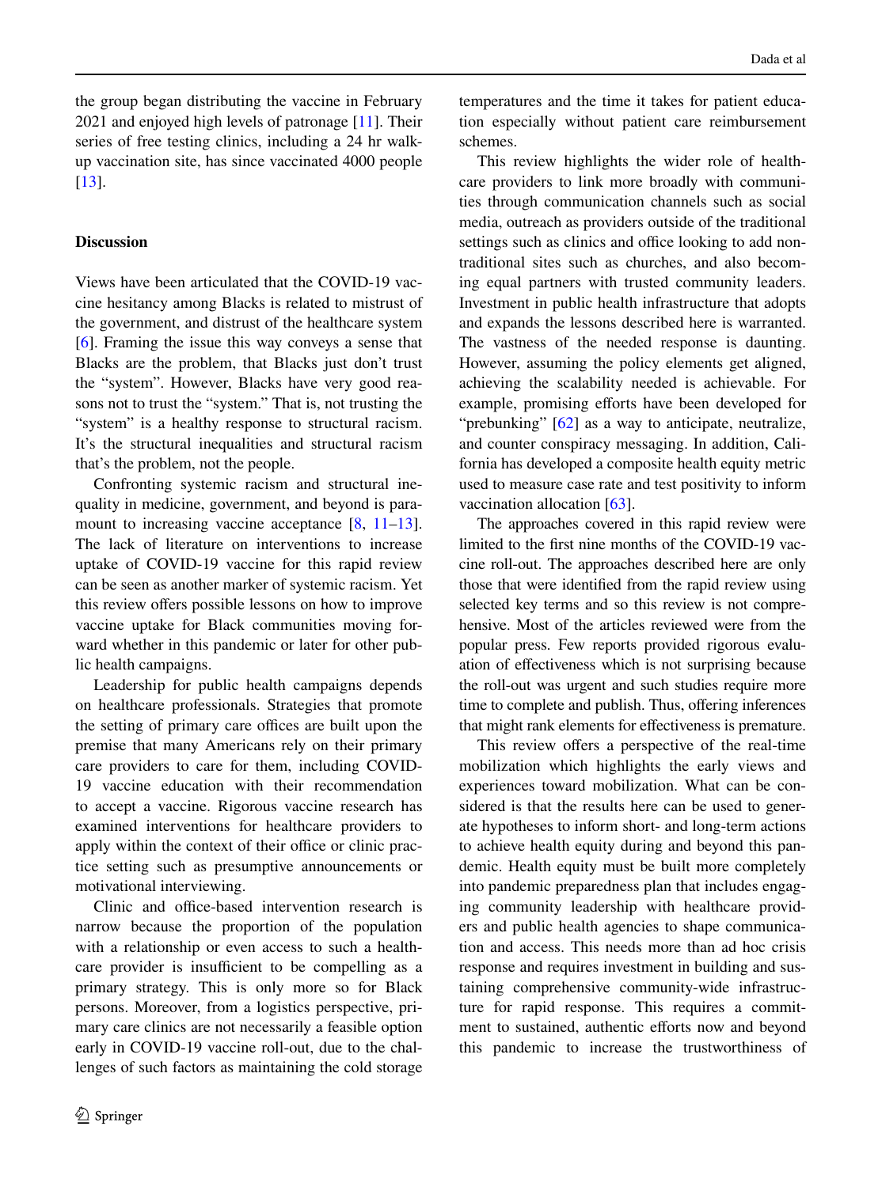the group began distributing the vaccine in February 2021 and enjoyed high levels of patronage [11]. Their series of free testing clinics, including a 24 hr walk-up vaccination site, has since vaccinated 4000 people [13].

## Discussion

Views have been articulated that the COVID-19 vaccine hesitancy among Blacks is related to mistrust of the government, and distrust of the healthcare system [6]. Framing the issue this way conveys a sense that Blacks are the problem, that Blacks just don't trust the "system". However, Blacks have very good reasons not to trust the "system." That is, not trusting the "system" is a healthy response to structural racism. It's the structural inequalities and structural racism that's the problem, not the people.

Confronting systemic racism and structural inequality in medicine, government, and beyond is paramount to increasing vaccine acceptance [8, 11–13]. The lack of literature on interventions to increase uptake of COVID-19 vaccine for this rapid review can be seen as another marker of systemic racism. Yet this review offers possible lessons on how to improve vaccine uptake for Black communities moving forward whether in this pandemic or later for other public health campaigns.

Leadership for public health campaigns depends on healthcare professionals. Strategies that promote the setting of primary care offices are built upon the premise that many Americans rely on their primary care providers to care for them, including COVID-19 vaccine education with their recommendation to accept a vaccine. Rigorous vaccine research has examined interventions for healthcare providers to apply within the context of their office or clinic practice setting such as presumptive announcements or motivational interviewing.

Clinic and office-based intervention research is narrow because the proportion of the population with a relationship or even access to such a healthcare provider is insufficient to be compelling as a primary strategy. This is only more so for Black persons. Moreover, from a logistics perspective, primary care clinics are not necessarily a feasible option early in COVID-19 vaccine roll-out, due to the challenges of such factors as maintaining the cold storage temperatures and the time it takes for patient education especially without patient care reimbursement schemes.

This review highlights the wider role of healthcare providers to link more broadly with communities through communication channels such as social media, outreach as providers outside of the traditional settings such as clinics and office looking to add nontraditional sites such as churches, and also becoming equal partners with trusted community leaders. Investment in public health infrastructure that adopts and expands the lessons described here is warranted. The vastness of the needed response is daunting. However, assuming the policy elements get aligned, achieving the scalability needed is achievable. For example, promising efforts have been developed for "prebunking" [62] as a way to anticipate, neutralize, and counter conspiracy messaging. In addition, California has developed a composite health equity metric used to measure case rate and test positivity to inform vaccination allocation [63].

The approaches covered in this rapid review were limited to the first nine months of the COVID-19 vaccine roll-out. The approaches described here are only those that were identified from the rapid review using selected key terms and so this review is not comprehensive. Most of the articles reviewed were from the popular press. Few reports provided rigorous evaluation of effectiveness which is not surprising because the roll-out was urgent and such studies require more time to complete and publish. Thus, offering inferences that might rank elements for effectiveness is premature.

This review offers a perspective of the real-time mobilization which highlights the early views and experiences toward mobilization. What can be considered is that the results here can be used to generate hypotheses to inform short- and long-term actions to achieve health equity during and beyond this pandemic. Health equity must be built more completely into pandemic preparedness plan that includes engaging community leadership with healthcare providers and public health agencies to shape communication and access. This needs more than ad hoc crisis response and requires investment in building and sustaining comprehensive community-wide infrastructure for rapid response. This requires a commitment to sustained, authentic efforts now and beyond this pandemic to increase the trustworthiness of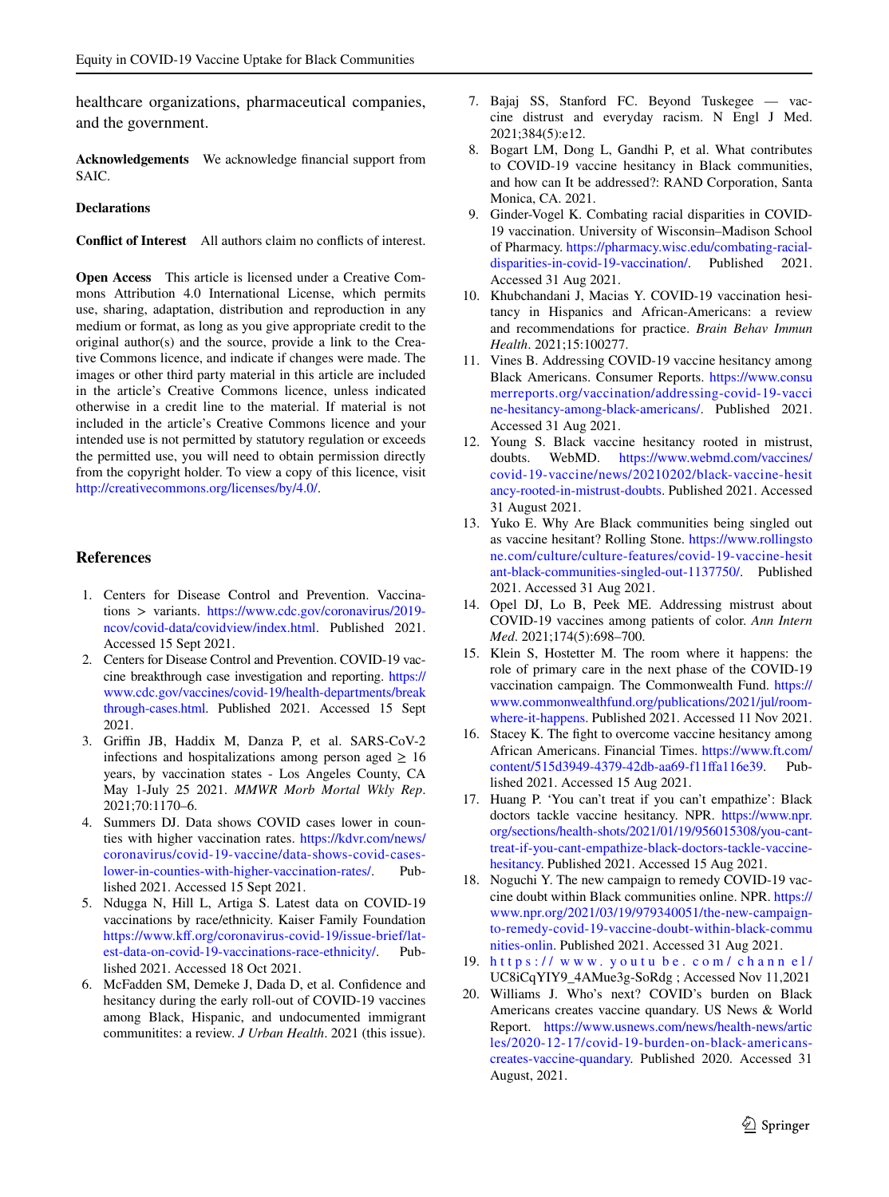healthcare organizations, pharmaceutical companies, and the government.

**Acknowledgements** We acknowledge financial support from SAIC.

**Declarations**

**Conflict of Interest** All authors claim no conflicts of interest.

**Open Access** This article is licensed under a Creative Commons Attribution 4.0 International License, which permits use, sharing, adaptation, distribution and reproduction in any medium or format, as long as you give appropriate credit to the original author(s) and the source, provide a link to the Creative Commons licence, and indicate if changes were made. The images or other third party material in this article are included in the article's Creative Commons licence, unless indicated otherwise in a credit line to the material. If material is not included in the article's Creative Commons licence and your intended use is not permitted by statutory regulation or exceeds the permitted use, you will need to obtain permission directly from the copyright holder. To view a copy of this licence, visit http://creativecommons.org/licenses/by/4.0/.

## References

1. Centers for Disease Control and Prevention. Vaccinations > variants. https://www.cdc.gov/coronavirus/2019-ncov/covid-data/covidview/index.html. Published 2021. Accessed 15 Sept 2021.
2. Centers for Disease Control and Prevention. COVID-19 vaccine breakthrough case investigation and reporting. https://www.cdc.gov/vaccines/covid-19/health-departments/breakthrough-cases.html. Published 2021. Accessed 15 Sept 2021.
3. Griffin JB, Haddix M, Danza P, et al. SARS-CoV-2 infections and hospitalizations among person aged ≥ 16 years, by vaccination states - Los Angeles County, CA May 1-July 25 2021. *MMWR Morb Mortal Wkly Rep*. 2021;70:1170–6.
4. Summers DJ. Data shows COVID cases lower in counties with higher vaccination rates. https://kdvr.com/news/coronavirus/covid-19-vaccine/data-shows-covid-cases-lower-in-counties-with-higher-vaccination-rates/. Published 2021. Accessed 15 Sept 2021.
5. Ndugga N, Hill L, Artiga S. Latest data on COVID-19 vaccinations by race/ethnicity. Kaiser Family Foundation https://www.kff.org/coronavirus-covid-19/issue-brief/latest-data-on-covid-19-vaccinations-race-ethnicity/. Published 2021. Accessed 18 Oct 2021.
6. McFadden SM, Demeke J, Dada D, et al. Confidence and hesitancy during the early roll-out of COVID-19 vaccines among Black, Hispanic, and undocumented immigrant communitites: a review. *J Urban Health*. 2021 (this issue).
7. Bajaj SS, Stanford FC. Beyond Tuskegee — vaccine distrust and everyday racism. N Engl J Med. 2021;384(5):e12.
8. Bogart LM, Dong L, Gandhi P, et al. What contributes to COVID-19 vaccine hesitancy in Black communities, and how can It be addressed?: RAND Corporation, Santa Monica, CA. 2021.
9. Ginder-Vogel K. Combating racial disparities in COVID-19 vaccination. University of Wisconsin–Madison School of Pharmacy. https://pharmacy.wisc.edu/combating-racial-disparities-in-covid-19-vaccination/. Published 2021. Accessed 31 Aug 2021.
10. Khubchandani J, Macias Y. COVID-19 vaccination hesitancy in Hispanics and African-Americans: a review and recommendations for practice. *Brain Behav Immun Health*. 2021;15:100277.
11. Vines B. Addressing COVID-19 vaccine hesitancy among Black Americans. Consumer Reports. https://www.consumerreports.org/vaccination/addressing-covid-19-vaccine-hesitancy-among-black-americans/. Published 2021. Accessed 31 Aug 2021.
12. Young S. Black vaccine hesitancy rooted in mistrust, doubts. WebMD. https://www.webmd.com/vaccines/covid-19-vaccine/news/20210202/black-vaccine-hesitancy-rooted-in-mistrust-doubts. Published 2021. Accessed 31 August 2021.
13. Yuko E. Why Are Black communities being singled out as vaccine hesitant? Rolling Stone. https://www.rollingstone.com/culture/culture-features/covid-19-vaccine-hesitant-black-communities-singled-out-1137750/. Published 2021. Accessed 31 Aug 2021.
14. Opel DJ, Lo B, Peek ME. Addressing mistrust about COVID-19 vaccines among patients of color. *Ann Intern Med*. 2021;174(5):698–700.
15. Klein S, Hostetter M. The room where it happens: the role of primary care in the next phase of the COVID-19 vaccination campaign. The Commonwealth Fund. https://www.commonwealthfund.org/publications/2021/jul/room-where-it-happens. Published 2021. Accessed 11 Nov 2021.
16. Stacey K. The fight to overcome vaccine hesitancy among African Americans. Financial Times. https://www.ft.com/content/515d3949-4379-42db-aa69-f11ffa116e39. Published 2021. Accessed 15 Aug 2021.
17. Huang P. 'You can't treat if you can't empathize': Black doctors tackle vaccine hesitancy. NPR. https://www.npr.org/sections/health-shots/2021/01/19/956015308/you-cant-treat-if-you-cant-empathize-black-doctors-tackle-vaccine-hesitancy. Published 2021. Accessed 15 Aug 2021.
18. Noguchi Y. The new campaign to remedy COVID-19 vaccine doubt within Black communities online. NPR. https://www.npr.org/2021/03/19/979340051/the-new-campaign-to-remedy-covid-19-vaccine-doubt-within-black-communities-onlin. Published 2021. Accessed 31 Aug 2021.
19. https://www.youtube.com/channel/UC8iCqYIY9_4AMue3g-SoRdg ; Accessed Nov 11,2021
20. Williams J. Who's next? COVID's burden on Black Americans creates vaccine quandary. US News & World Report. https://www.usnews.com/news/health-news/articles/2020-12-17/covid-19-burden-on-black-americans-creates-vaccine-quandary. Published 2020. Accessed 31 August, 2021.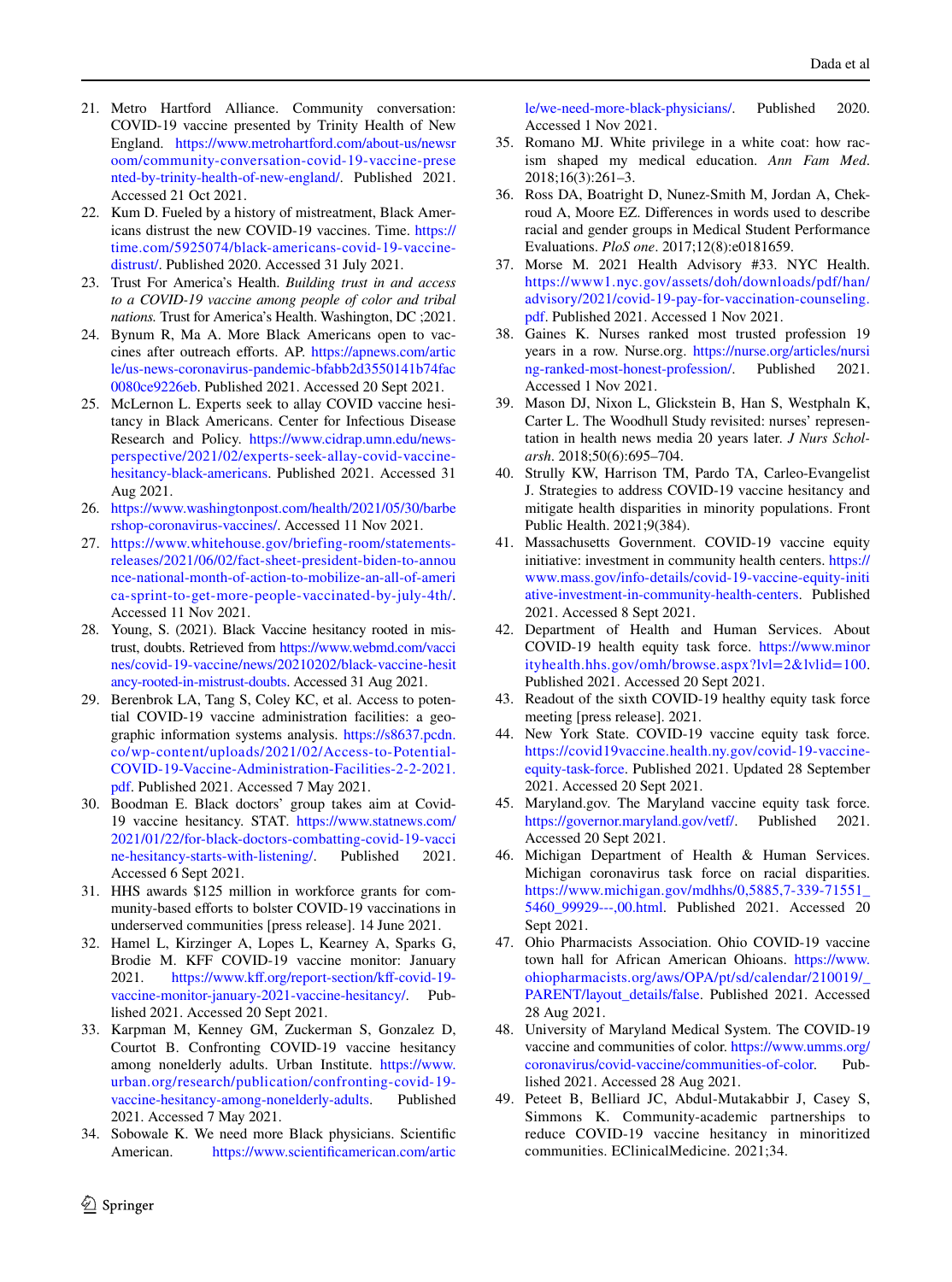21. Metro Hartford Alliance. Community conversation: COVID-19 vaccine presented by Trinity Health of New England. https://www.metrohartford.com/about-us/newsroom/community-conversation-covid-19-vaccine-presented-by-trinity-health-of-new-england/. Published 2021. Accessed 21 Oct 2021.
22. Kum D. Fueled by a history of mistreatment, Black Americans distrust the new COVID-19 vaccines. Time. https://time.com/5925074/black-americans-covid-19-vaccine-distrust/. Published 2020. Accessed 31 July 2021.
23. Trust For America's Health. *Building trust in and access to a COVID-19 vaccine among people of color and tribal nations.* Trust for America's Health. Washington, DC ;2021.
24. Bynum R, Ma A. More Black Americans open to vaccines after outreach efforts. AP. https://apnews.com/article/us-news-coronavirus-pandemic-bfabb2d3550141b74fac0080ce9226eb. Published 2021. Accessed 20 Sept 2021.
25. McLernon L. Experts seek to allay COVID vaccine hesitancy in Black Americans. Center for Infectious Disease Research and Policy. https://www.cidrap.umn.edu/news-perspective/2021/02/experts-seek-allay-covid-vaccine-hesitancy-black-americans. Published 2021. Accessed 31 Aug 2021.
26. https://www.washingtonpost.com/health/2021/05/30/barbershop-coronavirus-vaccines/. Accessed 11 Nov 2021.
27. https://www.whitehouse.gov/briefing-room/statements-releases/2021/06/02/fact-sheet-president-biden-to-announce-national-month-of-action-to-mobilize-an-all-of-america-sprint-to-get-more-people-vaccinated-by-july-4th/. Accessed 11 Nov 2021.
28. Young, S. (2021). Black Vaccine hesitancy rooted in mistrust, doubts. Retrieved from https://www.webmd.com/vaccines/covid-19-vaccine/news/20210202/black-vaccine-hesitancy-rooted-in-mistrust-doubts. Accessed 31 Aug 2021.
29. Berenbrok LA, Tang S, Coley KC, et al. Access to potential COVID-19 vaccine administration facilities: a geographic information systems analysis. https://s8637.pcdn.co/wp-content/uploads/2021/02/Access-to-Potential-COVID-19-Vaccine-Administration-Facilities-2-2-2021.pdf. Published 2021. Accessed 7 May 2021.
30. Boodman E. Black doctors' group takes aim at Covid-19 vaccine hesitancy. STAT. https://www.statnews.com/2021/01/22/for-black-doctors-combatting-covid-19-vaccine-hesitancy-starts-with-listening/. Published 2021. Accessed 6 Sept 2021.
31. HHS awards $125 million in workforce grants for community-based efforts to bolster COVID-19 vaccinations in underserved communities [press release]. 14 June 2021.
32. Hamel L, Kirzinger A, Lopes L, Kearney A, Sparks G, Brodie M. KFF COVID-19 vaccine monitor: January 2021. https://www.kff.org/report-section/kff-covid-19-vaccine-monitor-january-2021-vaccine-hesitancy/. Published 2021. Accessed 20 Sept 2021.
33. Karpman M, Kenney GM, Zuckerman S, Gonzalez D, Courtot B. Confronting COVID-19 vaccine hesitancy among nonelderly adults. Urban Institute. https://www.urban.org/research/publication/confronting-covid-19-vaccine-hesitancy-among-nonelderly-adults. Published 2021. Accessed 7 May 2021.
34. Sobowale K. We need more Black physicians. Scientific American. https://www.scientificamerican.com/article/we-need-more-black-physicians/. Published 2020. Accessed 1 Nov 2021.
35. Romano MJ. White privilege in a white coat: how racism shaped my medical education. *Ann Fam Med*. 2018;16(3):261–3.
36. Ross DA, Boatright D, Nunez-Smith M, Jordan A, Chekroud A, Moore EZ. Differences in words used to describe racial and gender groups in Medical Student Performance Evaluations. *PloS one*. 2017;12(8):e0181659.
37. Morse M. 2021 Health Advisory #33. NYC Health. https://www1.nyc.gov/assets/doh/downloads/pdf/han/advisory/2021/covid-19-pay-for-vaccination-counseling.pdf. Published 2021. Accessed 1 Nov 2021.
38. Gaines K. Nurses ranked most trusted profession 19 years in a row. Nurse.org. https://nurse.org/articles/nursing-ranked-most-honest-profession/. Published 2021. Accessed 1 Nov 2021.
39. Mason DJ, Nixon L, Glickstein B, Han S, Westphaln K, Carter L. The Woodhull Study revisited: nurses' representation in health news media 20 years later. *J Nurs Scholarsh*. 2018;50(6):695–704.
40. Strully KW, Harrison TM, Pardo TA, Carleo-Evangelist J. Strategies to address COVID-19 vaccine hesitancy and mitigate health disparities in minority populations. Front Public Health. 2021;9(384).
41. Massachusetts Government. COVID-19 vaccine equity initiative: investment in community health centers. https://www.mass.gov/info-details/covid-19-vaccine-equity-initiative-investment-in-community-health-centers. Published 2021. Accessed 8 Sept 2021.
42. Department of Health and Human Services. About COVID-19 health equity task force. https://www.minorityhealth.hhs.gov/omh/browse.aspx?lvl=2&lvlid=100. Published 2021. Accessed 20 Sept 2021.
43. Readout of the sixth COVID-19 healthy equity task force meeting [press release]. 2021.
44. New York State. COVID-19 vaccine equity task force. https://covid19vaccine.health.ny.gov/covid-19-vaccine-equity-task-force. Published 2021. Updated 28 September 2021. Accessed 20 Sept 2021.
45. Maryland.gov. The Maryland vaccine equity task force. https://governor.maryland.gov/vetf/. Published 2021. Accessed 20 Sept 2021.
46. Michigan Department of Health & Human Services. Michigan coronavirus task force on racial disparities. https://www.michigan.gov/mdhhs/0,5885,7-339-71551_5460_99929---,00.html. Published 2021. Accessed 20 Sept 2021.
47. Ohio Pharmacists Association. Ohio COVID-19 vaccine town hall for African American Ohioans. https://www.ohiopharmacists.org/aws/OPA/pt/sd/calendar/210019/_PARENT/layout_details/false. Published 2021. Accessed 28 Aug 2021.
48. University of Maryland Medical System. The COVID-19 vaccine and communities of color. https://www.umms.org/coronavirus/covid-vaccine/communities-of-color. Published 2021. Accessed 28 Aug 2021.
49. Peteet B, Belliard JC, Abdul-Mutakabbir J, Casey S, Simmons K. Community-academic partnerships to reduce COVID-19 vaccine hesitancy in minoritized communities. EClinicalMedicine. 2021;34.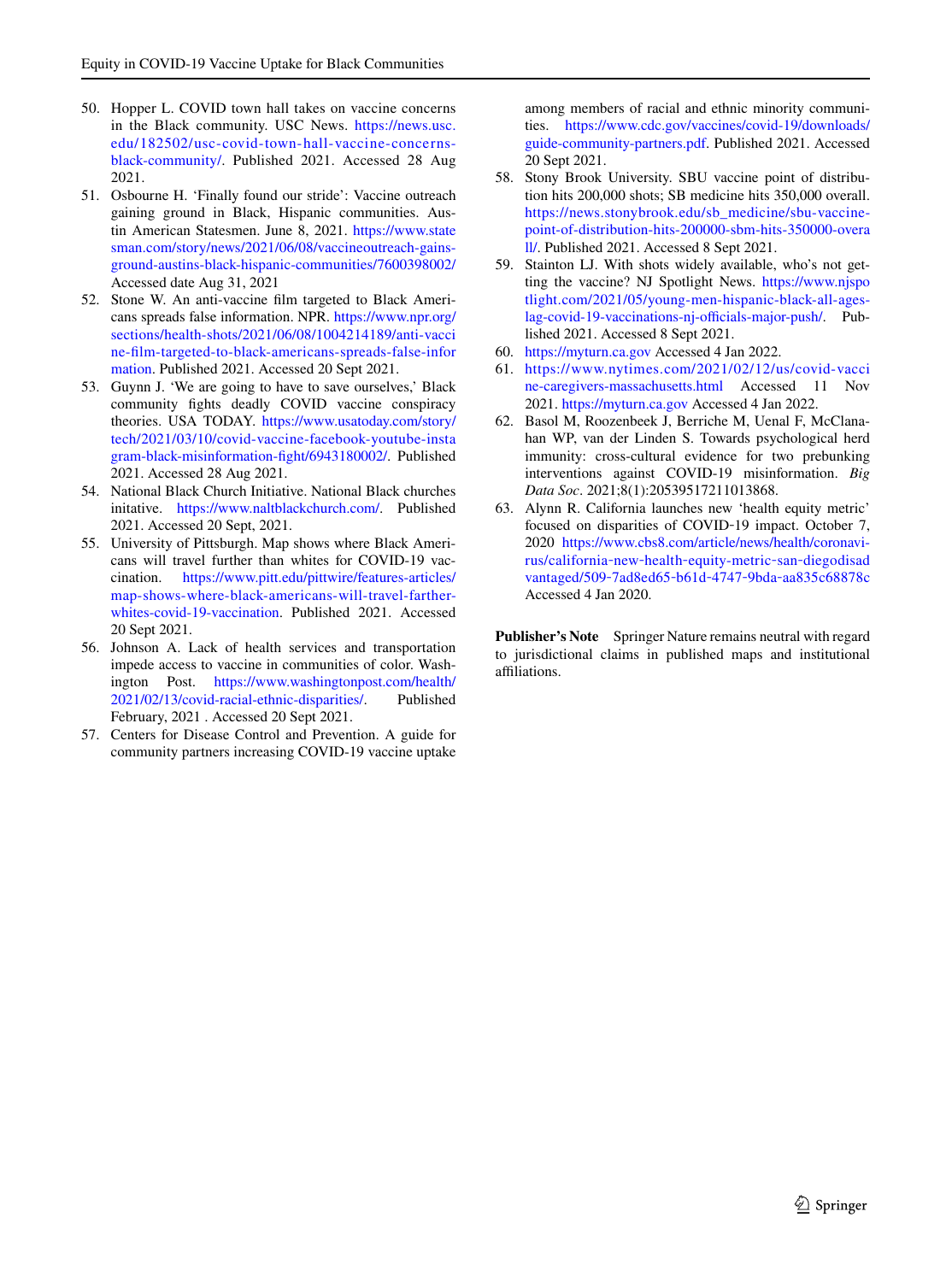50. Hopper L. COVID town hall takes on vaccine concerns in the Black community. USC News. https://news.usc.edu/182502/usc-covid-town-hall-vaccine-concerns-black-community/. Published 2021. Accessed 28 Aug 2021.
51. Osbourne H. 'Finally found our stride': Vaccine outreach gaining ground in Black, Hispanic communities. Austin American Statesmen. June 8, 2021. https://www.statesman.com/story/news/2021/06/08/vaccineoutreach-gains-ground-austins-black-hispanic-communities/7600398002/ Accessed date Aug 31, 2021
52. Stone W. An anti-vaccine film targeted to Black Americans spreads false information. NPR. https://www.npr.org/sections/health-shots/2021/06/08/1004214189/anti-vaccine-film-targeted-to-black-americans-spreads-false-information. Published 2021. Accessed 20 Sept 2021.
53. Guynn J. 'We are going to have to save ourselves,' Black community fights deadly COVID vaccine conspiracy theories. USA TODAY. https://www.usatoday.com/story/tech/2021/03/10/covid-vaccine-facebook-youtube-instagram-black-misinformation-fight/6943180002/. Published 2021. Accessed 28 Aug 2021.
54. National Black Church Initiative. National Black churches initative. https://www.naltblackchurch.com/. Published 2021. Accessed 20 Sept, 2021.
55. University of Pittsburgh. Map shows where Black Americans will travel further than whites for COVID-19 vaccination. https://www.pitt.edu/pittwire/features-articles/map-shows-where-black-americans-will-travel-farther-whites-covid-19-vaccination. Published 2021. Accessed 20 Sept 2021.
56. Johnson A. Lack of health services and transportation impede access to vaccine in communities of color. Washington Post. https://www.washingtonpost.com/health/2021/02/13/covid-racial-ethnic-disparities/. Published February, 2021 . Accessed 20 Sept 2021.
57. Centers for Disease Control and Prevention. A guide for community partners increasing COVID-19 vaccine uptake among members of racial and ethnic minority communities. https://www.cdc.gov/vaccines/covid-19/downloads/guide-community-partners.pdf. Published 2021. Accessed 20 Sept 2021.
58. Stony Brook University. SBU vaccine point of distribution hits 200,000 shots; SB medicine hits 350,000 overall. https://news.stonybrook.edu/sb_medicine/sbu-vaccine-point-of-distribution-hits-200000-sbm-hits-350000-overall/. Published 2021. Accessed 8 Sept 2021.
59. Stainton LJ. With shots widely available, who's not getting the vaccine? NJ Spotlight News. https://www.njspotlight.com/2021/05/young-men-hispanic-black-all-ages-lag-covid-19-vaccinations-nj-officials-major-push/. Published 2021. Accessed 8 Sept 2021.
60. https://myturn.ca.gov Accessed 4 Jan 2022.
61. https://www.nytimes.com/2021/02/12/us/covid-vaccine-caregivers-massachusetts.html Accessed 11 Nov 2021. https://myturn.ca.gov Accessed 4 Jan 2022.
62. Basol M, Roozenbeek J, Berriche M, Uenal F, McClanahan WP, van der Linden S. Towards psychological herd immunity: cross-cultural evidence for two prebunking interventions against COVID-19 misinformation. *Big Data Soc*. 2021;8(1):20539517211013868.
63. Alynn R. California launches new 'health equity metric' focused on disparities of COVID-19 impact. October 7, 2020 https://www.cbs8.com/article/news/health/coronavirus/california-new-health-equity-metric-san-diegodisadvantaged/509-7ad8ed65-b61d-4747-9bda-aa835c68878c Accessed 4 Jan 2020.

**Publisher's Note** Springer Nature remains neutral with regard to jurisdictional claims in published maps and institutional affiliations.